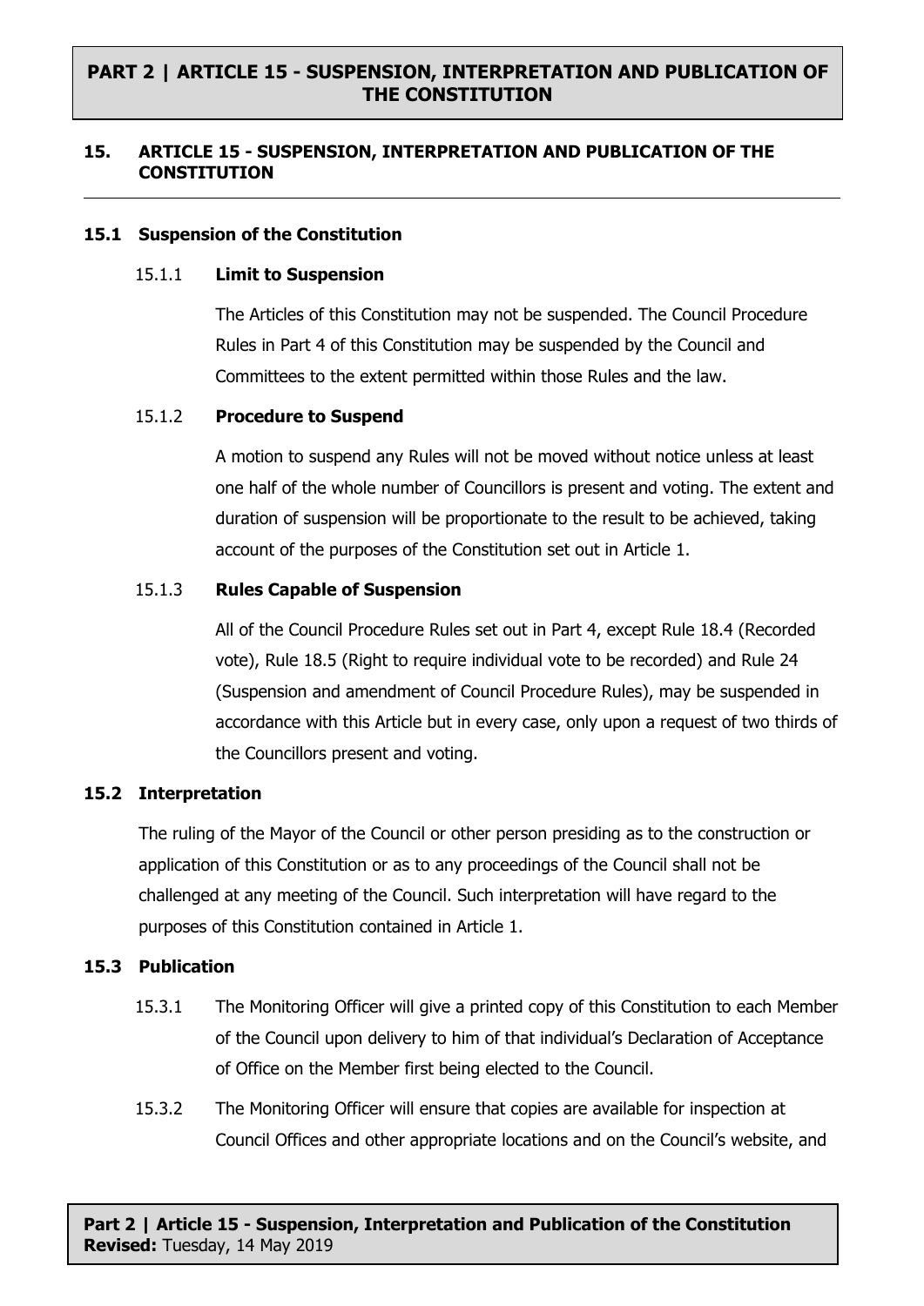## 15. ARTICLE 15 - SUSPENSION, INTERPRETATION AND PUBLICATION OF THE CONSTITUTION

### 15.1 Suspension of the Constitution

#### 15.1.1 Limit to Suspension

The Articles of this Constitution may not be suspended. The Council Procedure Rules in Part 4 of this Constitution may be suspended by the Council and Committees to the extent permitted within those Rules and the law.

#### 15.1.2 Procedure to Suspend

A motion to suspend any Rules will not be moved without notice unless at least one half of the whole number of Councillors is present and voting. The extent and duration of suspension will be proportionate to the result to be achieved, taking account of the purposes of the Constitution set out in Article 1.

#### 15.1.3 Rules Capable of Suspension

All of the Council Procedure Rules set out in Part 4, except Rule 18.4 (Recorded vote), Rule 18.5 (Right to require individual vote to be recorded) and Rule 24 (Suspension and amendment of Council Procedure Rules), may be suspended in accordance with this Article but in every case, only upon a request of two thirds of the Councillors present and voting.

### 15.2 Interpretation

The ruling of the Mayor of the Council or other person presiding as to the construction or application of this Constitution or as to any proceedings of the Council shall not be challenged at any meeting of the Council. Such interpretation will have regard to the purposes of this Constitution contained in Article 1.

### 15.3 Publication

15.3.1 The Monitoring Officer will give a printed copy of this Constitution to each Member of the Council upon delivery to him of that individual's Declaration of Acceptance of Office on the Member first being elected to the Council.

15.3.2 The Monitoring Officer will ensure that copies are available for inspection at Council Offices and other appropriate locations and on the Council's website, and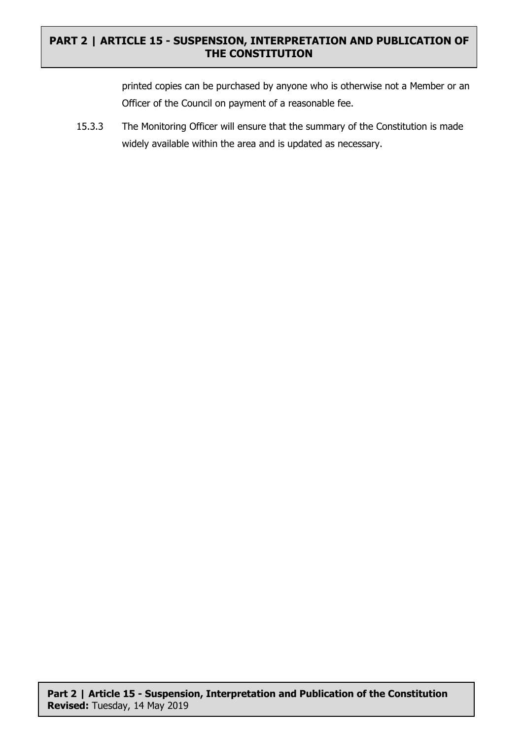printed copies can be purchased by anyone who is otherwise not a Member or an Officer of the Council on payment of a reasonable fee.

15.3.3 The Monitoring Officer will ensure that the summary of the Constitution is made widely available within the area and is updated as necessary.